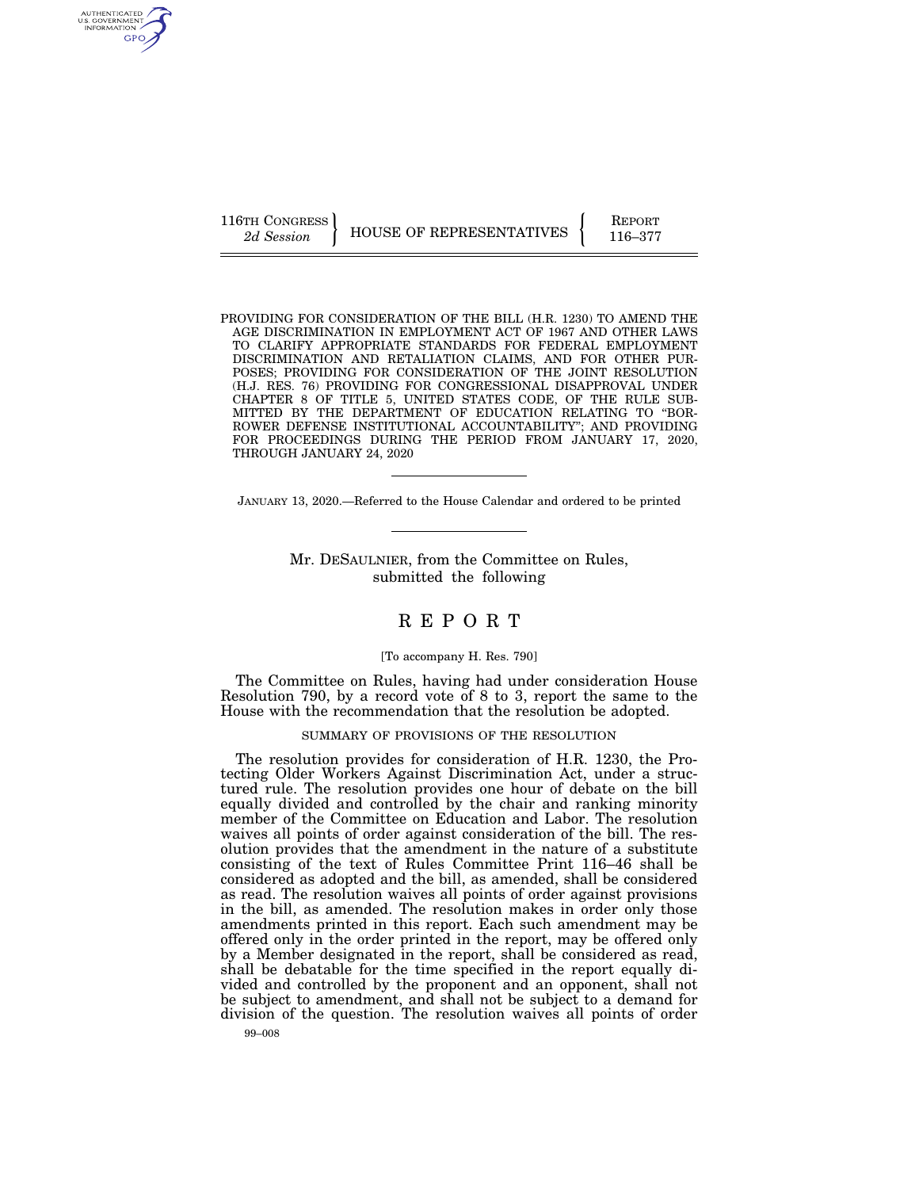116TH CONGRESS
*2d Session*

HOUSE OF REPRESENTATIVES

REPORT
116–377

PROVIDING FOR CONSIDERATION OF THE BILL (H.R. 1230) TO AMEND THE AGE DISCRIMINATION IN EMPLOYMENT ACT OF 1967 AND OTHER LAWS TO CLARIFY APPROPRIATE STANDARDS FOR FEDERAL EMPLOYMENT DISCRIMINATION AND RETALIATION CLAIMS, AND FOR OTHER PURPOSES; PROVIDING FOR CONSIDERATION OF THE JOINT RESOLUTION (H.J. RES. 76) PROVIDING FOR CONGRESSIONAL DISAPPROVAL UNDER CHAPTER 8 OF TITLE 5, UNITED STATES CODE, OF THE RULE SUBMITTED BY THE DEPARTMENT OF EDUCATION RELATING TO "BORROWER DEFENSE INSTITUTIONAL ACCOUNTABILITY"; AND PROVIDING FOR PROCEEDINGS DURING THE PERIOD FROM JANUARY 17, 2020, THROUGH JANUARY 24, 2020

JANUARY 13, 2020.—Referred to the House Calendar and ordered to be printed

Mr. DESAULNIER, from the Committee on Rules, submitted the following

# REPORT

[To accompany H. Res. 790]

The Committee on Rules, having had under consideration House Resolution 790, by a record vote of 8 to 3, report the same to the House with the recommendation that the resolution be adopted.

## SUMMARY OF PROVISIONS OF THE RESOLUTION

The resolution provides for consideration of H.R. 1230, the Protecting Older Workers Against Discrimination Act, under a structured rule. The resolution provides one hour of debate on the bill equally divided and controlled by the chair and ranking minority member of the Committee on Education and Labor. The resolution waives all points of order against consideration of the bill. The resolution provides that the amendment in the nature of a substitute consisting of the text of Rules Committee Print 116–46 shall be considered as adopted and the bill, as amended, shall be considered as read. The resolution waives all points of order against provisions in the bill, as amended. The resolution makes in order only those amendments printed in this report. Each such amendment may be offered only in the order printed in the report, may be offered only by a Member designated in the report, shall be considered as read, shall be debatable for the time specified in the report equally divided and controlled by the proponent and an opponent, shall not be subject to amendment, and shall not be subject to a demand for division of the question. The resolution waives all points of order

99–008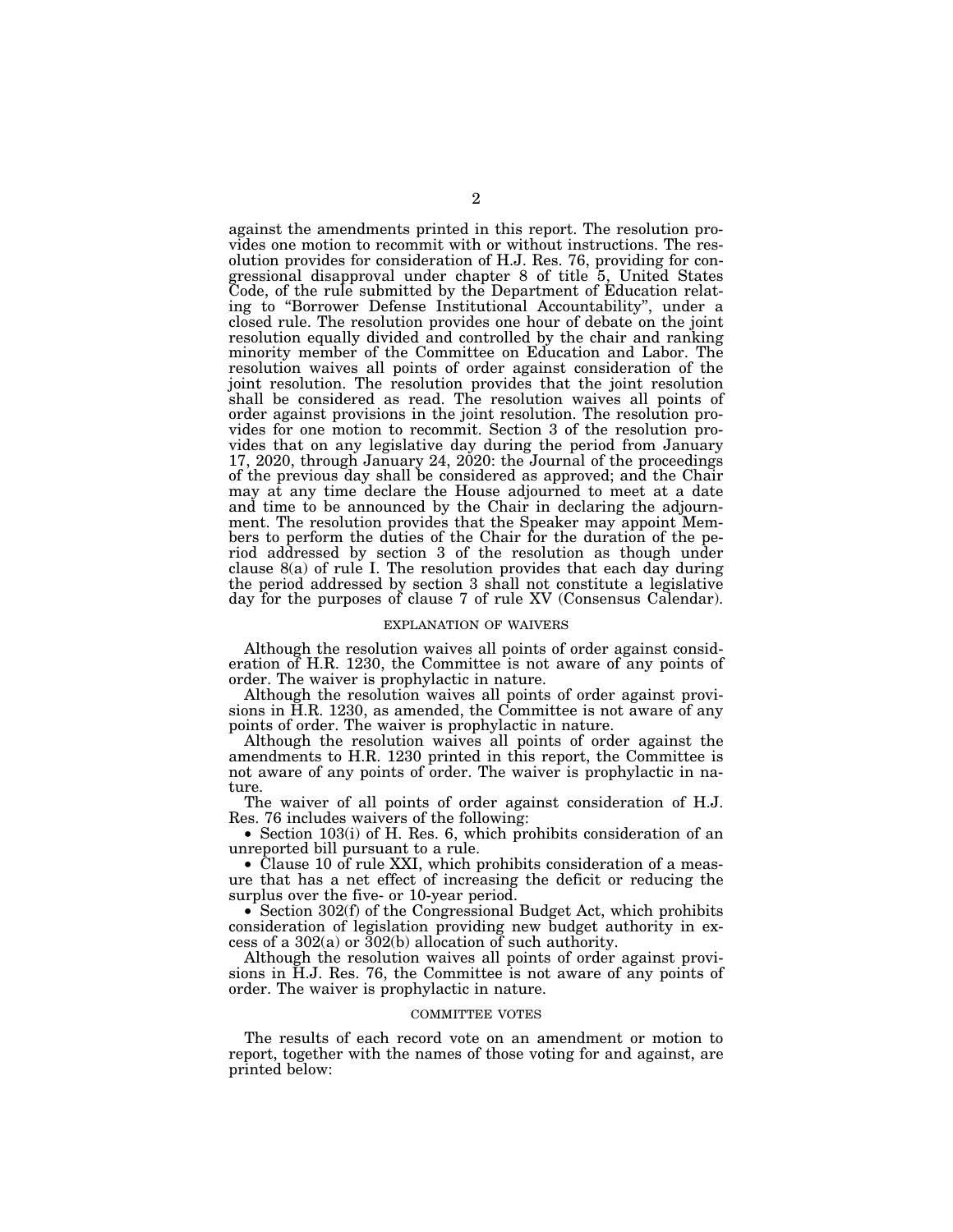against the amendments printed in this report. The resolution provides one motion to recommit with or without instructions. The resolution provides for consideration of H.J. Res. 76, providing for congressional disapproval under chapter 8 of title 5, United States Code, of the rule submitted by the Department of Education relating to "Borrower Defense Institutional Accountability", under a closed rule. The resolution provides one hour of debate on the joint resolution equally divided and controlled by the chair and ranking minority member of the Committee on Education and Labor. The resolution waives all points of order against consideration of the joint resolution. The resolution provides that the joint resolution shall be considered as read. The resolution waives all points of order against provisions in the joint resolution. The resolution provides for one motion to recommit. Section 3 of the resolution provides that on any legislative day during the period from January 17, 2020, through January 24, 2020: the Journal of the proceedings of the previous day shall be considered as approved; and the Chair may at any time declare the House adjourned to meet at a date and time to be announced by the Chair in declaring the adjournment. The resolution provides that the Speaker may appoint Members to perform the duties of the Chair for the duration of the period addressed by section 3 of the resolution as though under clause 8(a) of rule I. The resolution provides that each day during the period addressed by section 3 shall not constitute a legislative day for the purposes of clause 7 of rule XV (Consensus Calendar).

## EXPLANATION OF WAIVERS

Although the resolution waives all points of order against consideration of H.R. 1230, the Committee is not aware of any points of order. The waiver is prophylactic in nature.

Although the resolution waives all points of order against provisions in H.R. 1230, as amended, the Committee is not aware of any points of order. The waiver is prophylactic in nature.

Although the resolution waives all points of order against the amendments to H.R. 1230 printed in this report, the Committee is not aware of any points of order. The waiver is prophylactic in nature.

The waiver of all points of order against consideration of H.J. Res. 76 includes waivers of the following:

- Section 103(i) of H. Res. 6, which prohibits consideration of an unreported bill pursuant to a rule.
- Clause 10 of rule XXI, which prohibits consideration of a measure that has a net effect of increasing the deficit or reducing the surplus over the five- or 10-year period.
- Section 302(f) of the Congressional Budget Act, which prohibits consideration of legislation providing new budget authority in excess of a 302(a) or 302(b) allocation of such authority.

Although the resolution waives all points of order against provisions in H.J. Res. 76, the Committee is not aware of any points of order. The waiver is prophylactic in nature.

## COMMITTEE VOTES

The results of each record vote on an amendment or motion to report, together with the names of those voting for and against, are printed below: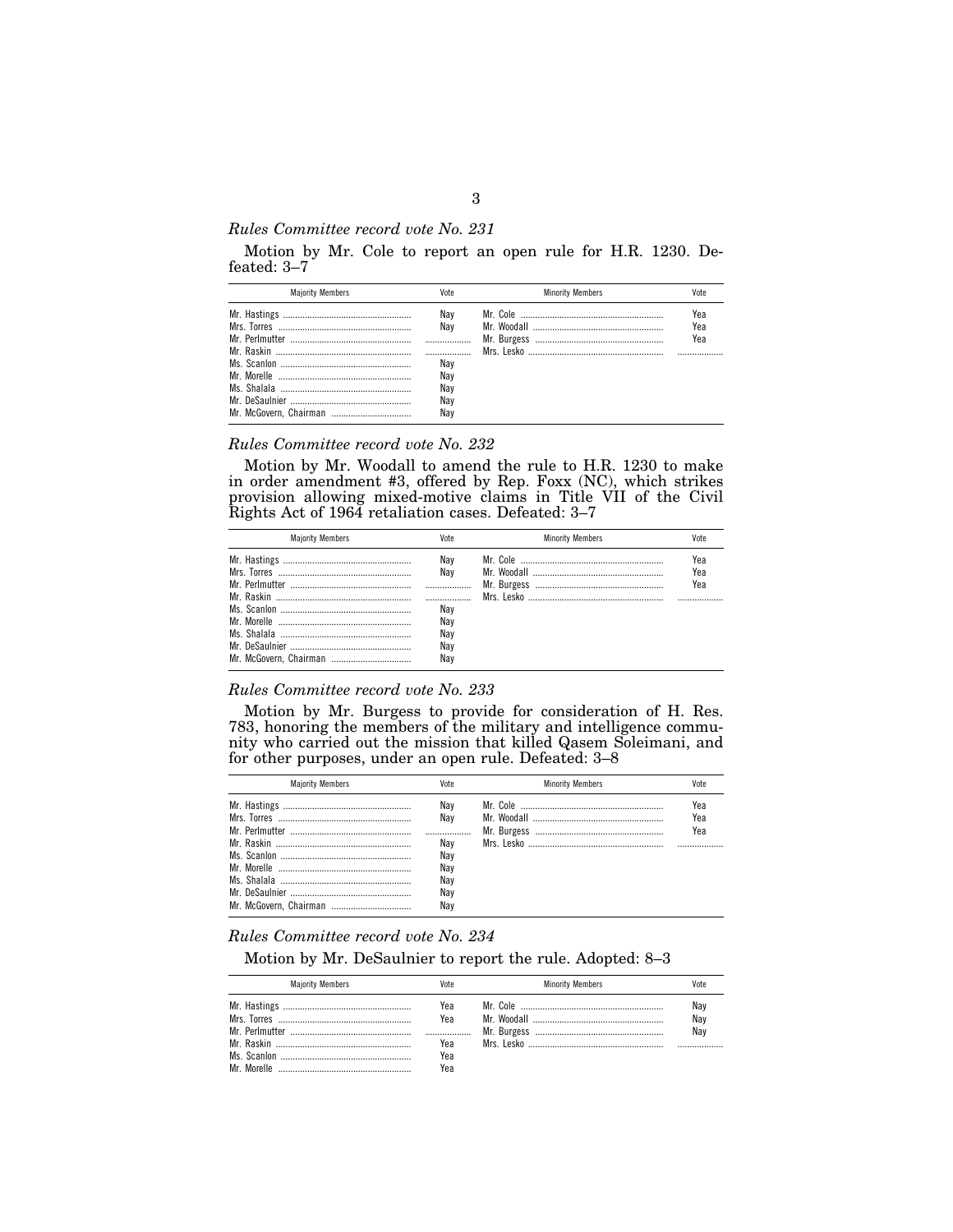*Rules Committee record vote No. 231*

Motion by Mr. Cole to report an open rule for H.R. 1230. Defeated: 3–7

| Majority Members | Vote | Minority Members | Vote |
|---|---|---|---|
| Mr. Hastings | Nay | Mr. Cole | Yea |
| Mrs. Torres | Nay | Mr. Woodall | Yea |
| Mr. Perlmutter | | Mr. Burgess | Yea |
| Mr. Raskin | | Mrs. Lesko | |
| Ms. Scanlon | Nay | | |
| Mr. Morelle | Nay | | |
| Ms. Shalala | Nay | | |
| Mr. DeSaulnier | Nay | | |
| Mr. McGovern, Chairman | Nay | | |

*Rules Committee record vote No. 232*

Motion by Mr. Woodall to amend the rule to H.R. 1230 to make in order amendment #3, offered by Rep. Foxx (NC), which strikes provision allowing mixed-motive claims in Title VII of the Civil Rights Act of 1964 retaliation cases. Defeated: 3–7

| Majority Members | Vote | Minority Members | Vote |
|---|---|---|---|
| Mr. Hastings | Nay | Mr. Cole | Yea |
| Mrs. Torres | Nay | Mr. Woodall | Yea |
| Mr. Perlmutter | | Mr. Burgess | Yea |
| Mr. Raskin | | Mrs. Lesko | |
| Ms. Scanlon | Nay | | |
| Mr. Morelle | Nay | | |
| Ms. Shalala | Nay | | |
| Mr. DeSaulnier | Nay | | |
| Mr. McGovern, Chairman | Nay | | |

*Rules Committee record vote No. 233*

Motion by Mr. Burgess to provide for consideration of H. Res. 783, honoring the members of the military and intelligence community who carried out the mission that killed Qasem Soleimani, and for other purposes, under an open rule. Defeated: 3–8

| Majority Members | Vote | Minority Members | Vote |
|---|---|---|---|
| Mr. Hastings | Nay | Mr. Cole | Yea |
| Mrs. Torres | Nay | Mr. Woodall | Yea |
| Mr. Perlmutter | | Mr. Burgess | Yea |
| Mr. Raskin | Nay | Mrs. Lesko | |
| Ms. Scanlon | Nay | | |
| Mr. Morelle | Nay | | |
| Ms. Shalala | Nay | | |
| Mr. DeSaulnier | Nay | | |
| Mr. McGovern, Chairman | Nay | | |

*Rules Committee record vote No. 234*

Motion by Mr. DeSaulnier to report the rule. Adopted: 8–3

| Majority Members | Vote | Minority Members | Vote |
|---|---|---|---|
| Mr. Hastings | Yea | Mr. Cole | Nay |
| Mrs. Torres | Yea | Mr. Woodall | Nay |
| Mr. Perlmutter | | Mr. Burgess | Nay |
| Mr. Raskin | Yea | Mrs. Lesko | |
| Ms. Scanlon | Yea | | |
| Mr. Morelle | Yea | | |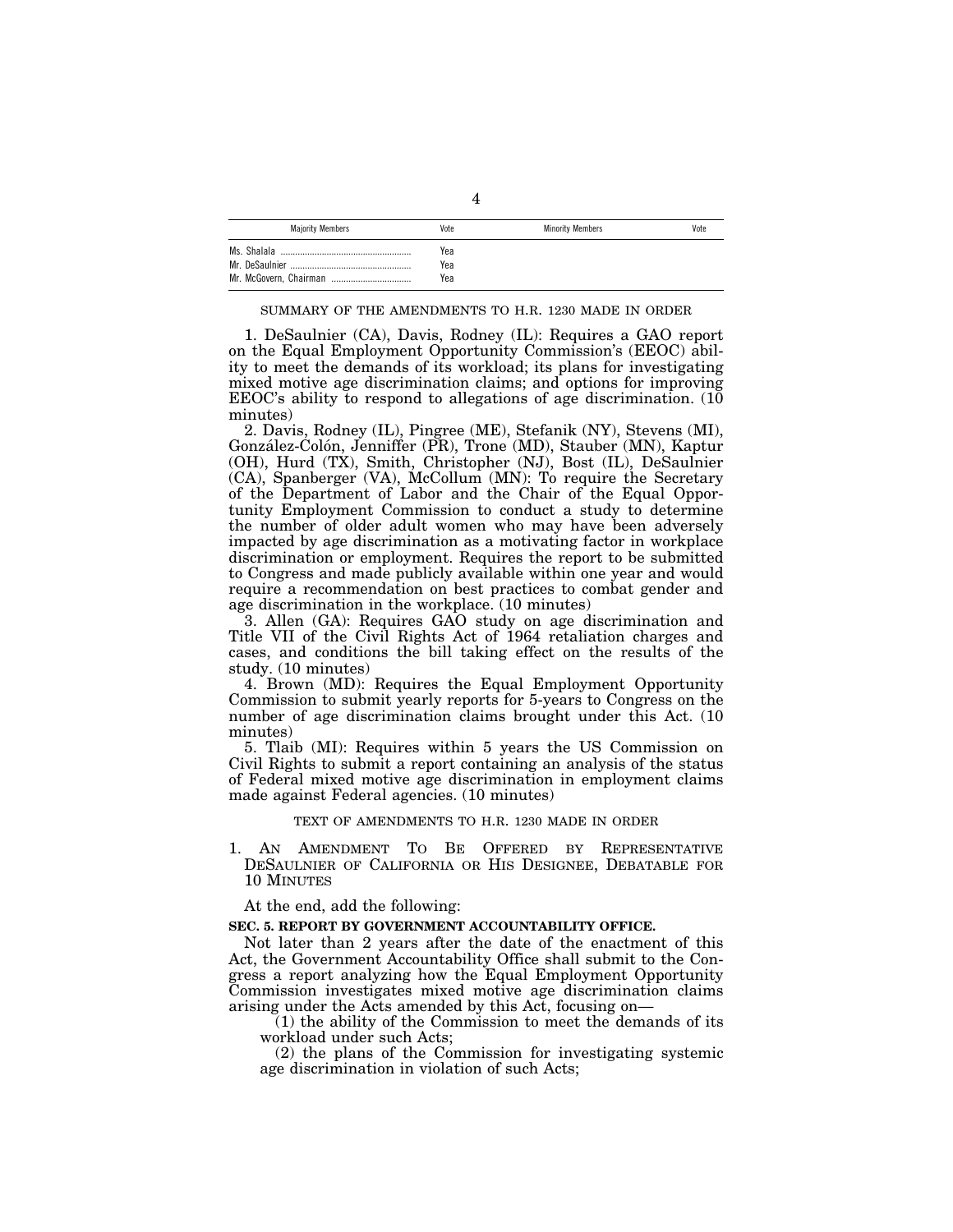| Majority Members | Vote | Minority Members | Vote |
| --- | --- | --- | --- |
| Ms. Shalala | Yea | | |
| Mr. DeSaulnier | Yea | | |
| Mr. McGovern, Chairman | Yea | | |

SUMMARY OF THE AMENDMENTS TO H.R. 1230 MADE IN ORDER

1. DeSaulnier (CA), Davis, Rodney (IL): Requires a GAO report on the Equal Employment Opportunity Commission's (EEOC) ability to meet the demands of its workload; its plans for investigating mixed motive age discrimination claims; and options for improving EEOC's ability to respond to allegations of age discrimination. (10 minutes)

2. Davis, Rodney (IL), Pingree (ME), Stefanik (NY), Stevens (MI), González-Colón, Jenniffer (PR), Trone (MD), Stauber (MN), Kaptur (OH), Hurd (TX), Smith, Christopher (NJ), Bost (IL), DeSaulnier (CA), Spanberger (VA), McCollum (MN): To require the Secretary of the Department of Labor and the Chair of the Equal Opportunity Employment Commission to conduct a study to determine the number of older adult women who may have been adversely impacted by age discrimination as a motivating factor in workplace discrimination or employment. Requires the report to be submitted to Congress and made publicly available within one year and would require a recommendation on best practices to combat gender and age discrimination in the workplace. (10 minutes)

3. Allen (GA): Requires GAO study on age discrimination and Title VII of the Civil Rights Act of 1964 retaliation charges and cases, and conditions the bill taking effect on the results of the study. (10 minutes)

4. Brown (MD): Requires the Equal Employment Opportunity Commission to submit yearly reports for 5-years to Congress on the number of age discrimination claims brought under this Act. (10 minutes)

5. Tlaib (MI): Requires within 5 years the US Commission on Civil Rights to submit a report containing an analysis of the status of Federal mixed motive age discrimination in employment claims made against Federal agencies. (10 minutes)

TEXT OF AMENDMENTS TO H.R. 1230 MADE IN ORDER

1. AN AMENDMENT TO BE OFFERED BY REPRESENTATIVE DESAULNIER OF CALIFORNIA OR HIS DESIGNEE, DEBATABLE FOR 10 MINUTES

At the end, add the following:

**SEC. 5. REPORT BY GOVERNMENT ACCOUNTABILITY OFFICE.**

Not later than 2 years after the date of the enactment of this Act, the Government Accountability Office shall submit to the Congress a report analyzing how the Equal Employment Opportunity Commission investigates mixed motive age discrimination claims arising under the Acts amended by this Act, focusing on—

(1) the ability of the Commission to meet the demands of its workload under such Acts;

(2) the plans of the Commission for investigating systemic age discrimination in violation of such Acts;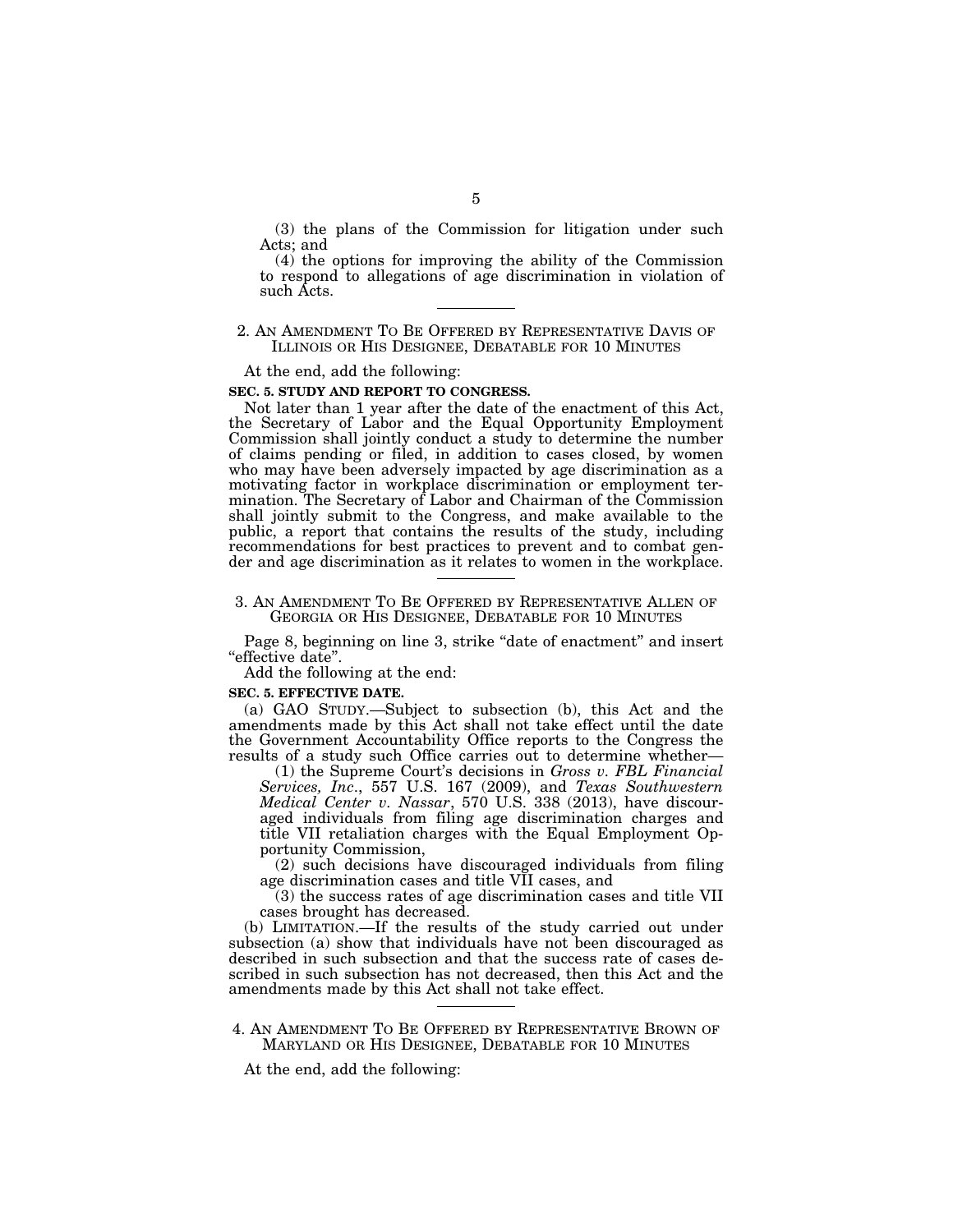(3) the plans of the Commission for litigation under such Acts; and

(4) the options for improving the ability of the Commission to respond to allegations of age discrimination in violation of such Acts.

---

2. AN AMENDMENT TO BE OFFERED BY REPRESENTATIVE DAVIS OF ILLINOIS OR HIS DESIGNEE, DEBATABLE FOR 10 MINUTES

At the end, add the following:

**SEC. 5. STUDY AND REPORT TO CONGRESS.**

Not later than 1 year after the date of the enactment of this Act, the Secretary of Labor and the Equal Opportunity Employment Commission shall jointly conduct a study to determine the number of claims pending or filed, in addition to cases closed, by women who may have been adversely impacted by age discrimination as a motivating factor in workplace discrimination or employment termination. The Secretary of Labor and Chairman of the Commission shall jointly submit to the Congress, and make available to the public, a report that contains the results of the study, including recommendations for best practices to prevent and to combat gender and age discrimination as it relates to women in the workplace.

---

3. AN AMENDMENT TO BE OFFERED BY REPRESENTATIVE ALLEN OF GEORGIA OR HIS DESIGNEE, DEBATABLE FOR 10 MINUTES

Page 8, beginning on line 3, strike "date of enactment" and insert "effective date".

Add the following at the end:

**SEC. 5. EFFECTIVE DATE.**

(a) GAO STUDY.—Subject to subsection (b), this Act and the amendments made by this Act shall not take effect until the date the Government Accountability Office reports to the Congress the results of a study such Office carries out to determine whether—

(1) the Supreme Court's decisions in *Gross v. FBL Financial Services, Inc.*, 557 U.S. 167 (2009), and *Texas Southwestern Medical Center v. Nassar*, 570 U.S. 338 (2013), have discouraged individuals from filing age discrimination charges and title VII retaliation charges with the Equal Employment Opportunity Commission,

(2) such decisions have discouraged individuals from filing age discrimination cases and title VII cases, and

(3) the success rates of age discrimination cases and title VII cases brought has decreased.

(b) LIMITATION.—If the results of the study carried out under subsection (a) show that individuals have not been discouraged as described in such subsection and that the success rate of cases described in such subsection has not decreased, then this Act and the amendments made by this Act shall not take effect.

---

4. AN AMENDMENT TO BE OFFERED BY REPRESENTATIVE BROWN OF MARYLAND OR HIS DESIGNEE, DEBATABLE FOR 10 MINUTES

At the end, add the following: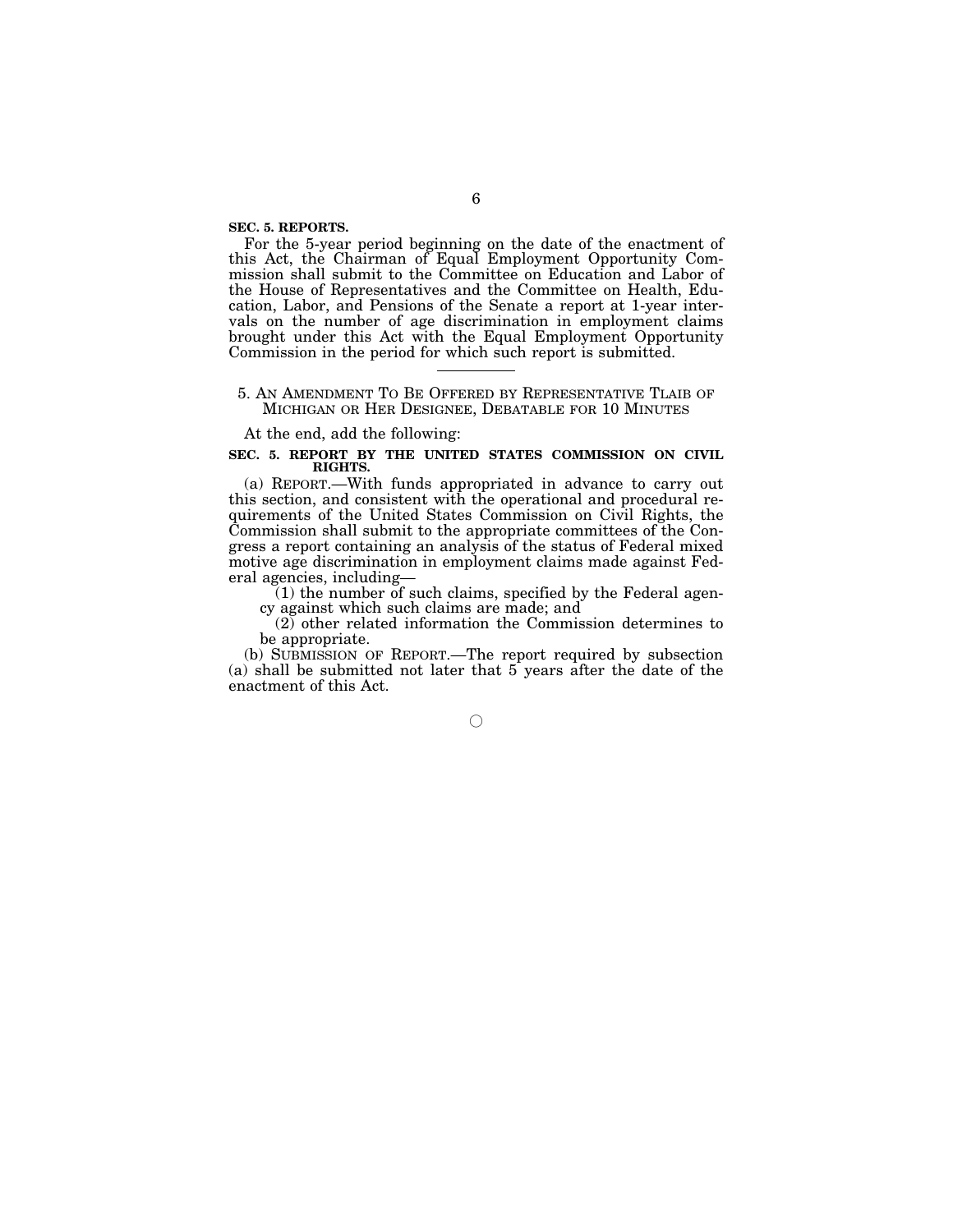**SEC. 5. REPORTS.**

For the 5-year period beginning on the date of the enactment of this Act, the Chairman of Equal Employment Opportunity Commission shall submit to the Committee on Education and Labor of the House of Representatives and the Committee on Health, Education, Labor, and Pensions of the Senate a report at 1-year intervals on the number of age discrimination in employment claims brought under this Act with the Equal Employment Opportunity Commission in the period for which such report is submitted.

---

5. AN AMENDMENT TO BE OFFERED BY REPRESENTATIVE TLAIB OF MICHIGAN OR HER DESIGNEE, DEBATABLE FOR 10 MINUTES

At the end, add the following:

**SEC. 5. REPORT BY THE UNITED STATES COMMISSION ON CIVIL RIGHTS.**

(a) REPORT.—With funds appropriated in advance to carry out this section, and consistent with the operational and procedural requirements of the United States Commission on Civil Rights, the Commission shall submit to the appropriate committees of the Congress a report containing an analysis of the status of Federal mixed motive age discrimination in employment claims made against Federal agencies, including—

(1) the number of such claims, specified by the Federal agency against which such claims are made; and

(2) other related information the Commission determines to be appropriate.

(b) SUBMISSION OF REPORT.—The report required by subsection (a) shall be submitted not later that 5 years after the date of the enactment of this Act.